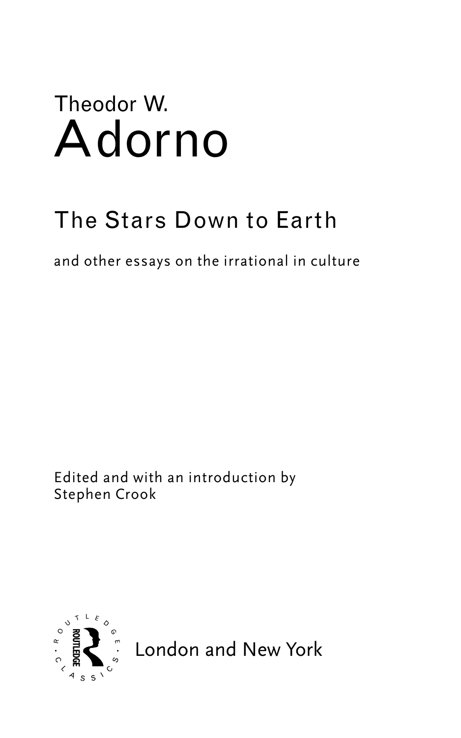Theodor W.

# Adorno

## The Stars Down to Earth

and other essays on the irrational in culture

Edited and with an introduction by
Stephen Crook

London and New York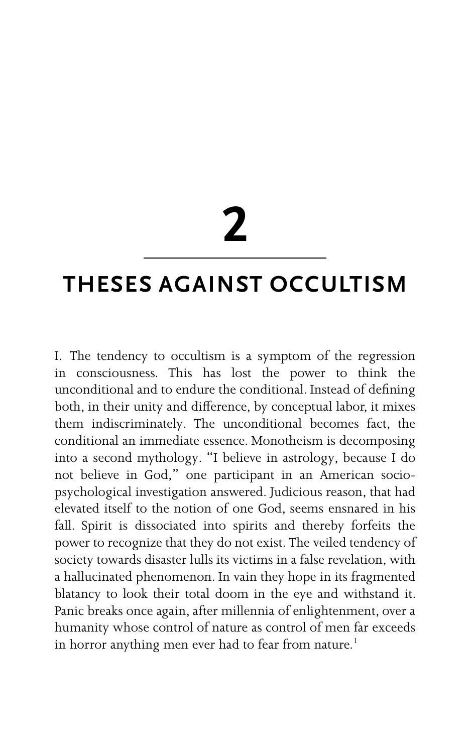# 2

## THESES AGAINST OCCULTISM

I. The tendency to occultism is a symptom of the regression in consciousness. This has lost the power to think the unconditional and to endure the conditional. Instead of defining both, in their unity and difference, by conceptual labor, it mixes them indiscriminately. The unconditional becomes fact, the conditional an immediate essence. Monotheism is decomposing into a second mythology. "I believe in astrology, because I do not believe in God," one participant in an American socio-psychological investigation answered. Judicious reason, that had elevated itself to the notion of one God, seems ensnared in his fall. Spirit is dissociated into spirits and thereby forfeits the power to recognize that they do not exist. The veiled tendency of society towards disaster lulls its victims in a false revelation, with a hallucinated phenomenon. In vain they hope in its fragmented blatancy to look their total doom in the eye and withstand it. Panic breaks once again, after millennia of enlightenment, over a humanity whose control of nature as control of men far exceeds in horror anything men ever had to fear from nature.[1]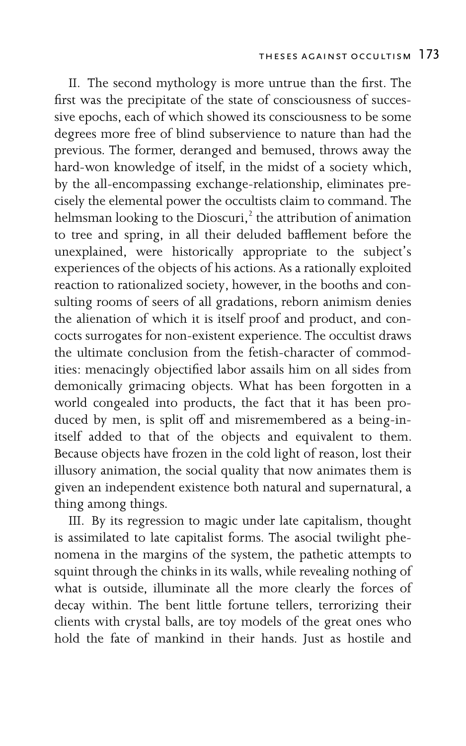II. The second mythology is more untrue than the first. The first was the precipitate of the state of consciousness of successive epochs, each of which showed its consciousness to be some degrees more free of blind subservience to nature than had the previous. The former, deranged and bemused, throws away the hard-won knowledge of itself, in the midst of a society which, by the all-encompassing exchange-relationship, eliminates precisely the elemental power the occultists claim to command. The helmsman looking to the Dioscuri,[2] the attribution of animation to tree and spring, in all their deluded bafflement before the unexplained, were historically appropriate to the subject's experiences of the objects of his actions. As a rationally exploited reaction to rationalized society, however, in the booths and consulting rooms of seers of all gradations, reborn animism denies the alienation of which it is itself proof and product, and concocts surrogates for non-existent experience. The occultist draws the ultimate conclusion from the fetish-character of commodities: menacingly objectified labor assails him on all sides from demonically grimacing objects. What has been forgotten in a world congealed into products, the fact that it has been produced by men, is split off and misremembered as a being-in-itself added to that of the objects and equivalent to them. Because objects have frozen in the cold light of reason, lost their illusory animation, the social quality that now animates them is given an independent existence both natural and supernatural, a thing among things.

III. By its regression to magic under late capitalism, thought is assimilated to late capitalist forms. The asocial twilight phenomena in the margins of the system, the pathetic attempts to squint through the chinks in its walls, while revealing nothing of what is outside, illuminate all the more clearly the forces of decay within. The bent little fortune tellers, terrorizing their clients with crystal balls, are toy models of the great ones who hold the fate of mankind in their hands. Just as hostile and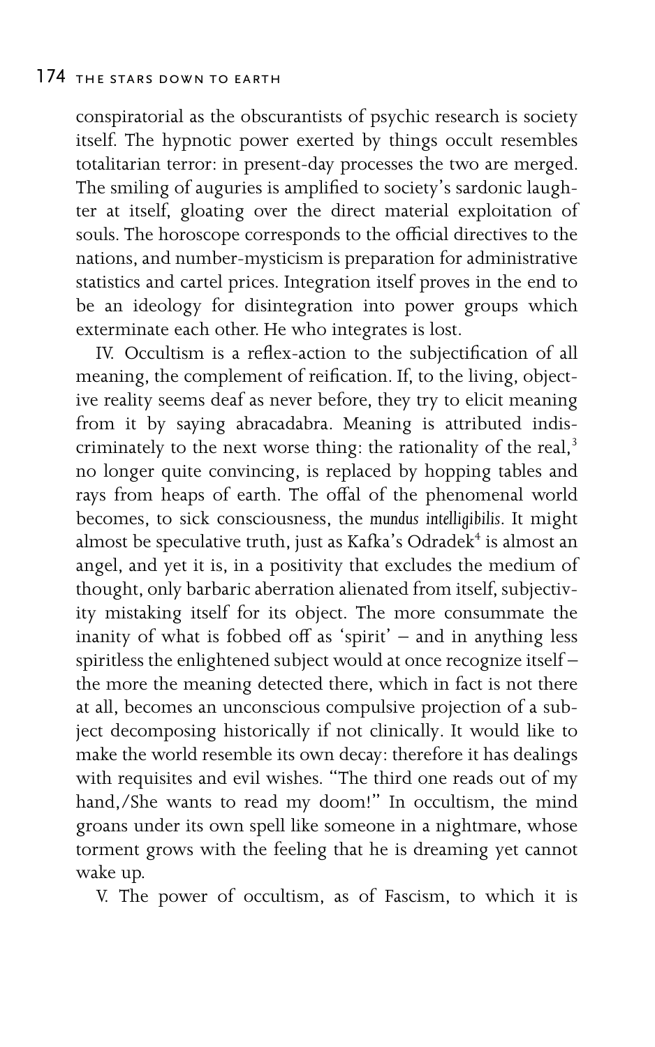conspiratorial as the obscurantists of psychic research is society itself. The hypnotic power exerted by things occult resembles totalitarian terror: in present-day processes the two are merged. The smiling of auguries is amplified to society's sardonic laughter at itself, gloating over the direct material exploitation of souls. The horoscope corresponds to the official directives to the nations, and number-mysticism is preparation for administrative statistics and cartel prices. Integration itself proves in the end to be an ideology for disintegration into power groups which exterminate each other. He who integrates is lost.

IV. Occultism is a reflex-action to the subjectification of all meaning, the complement of reification. If, to the living, objective reality seems deaf as never before, they try to elicit meaning from it by saying abracadabra. Meaning is attributed indiscriminately to the next worse thing: the rationality of the real,[3] no longer quite convincing, is replaced by hopping tables and rays from heaps of earth. The offal of the phenomenal world becomes, to sick consciousness, the *mundus intelligibilis*. It might almost be speculative truth, just as Kafka's Odradek[4] is almost an angel, and yet it is, in a positivity that excludes the medium of thought, only barbaric aberration alienated from itself, subjectivity mistaking itself for its object. The more consummate the inanity of what is fobbed off as 'spirit' – and in anything less spiritless the enlightened subject would at once recognize itself – the more the meaning detected there, which in fact is not there at all, becomes an unconscious compulsive projection of a subject decomposing historically if not clinically. It would like to make the world resemble its own decay: therefore it has dealings with requisites and evil wishes. "The third one reads out of my hand,/She wants to read my doom!" In occultism, the mind groans under its own spell like someone in a nightmare, whose torment grows with the feeling that he is dreaming yet cannot wake up.

V. The power of occultism, as of Fascism, to which it is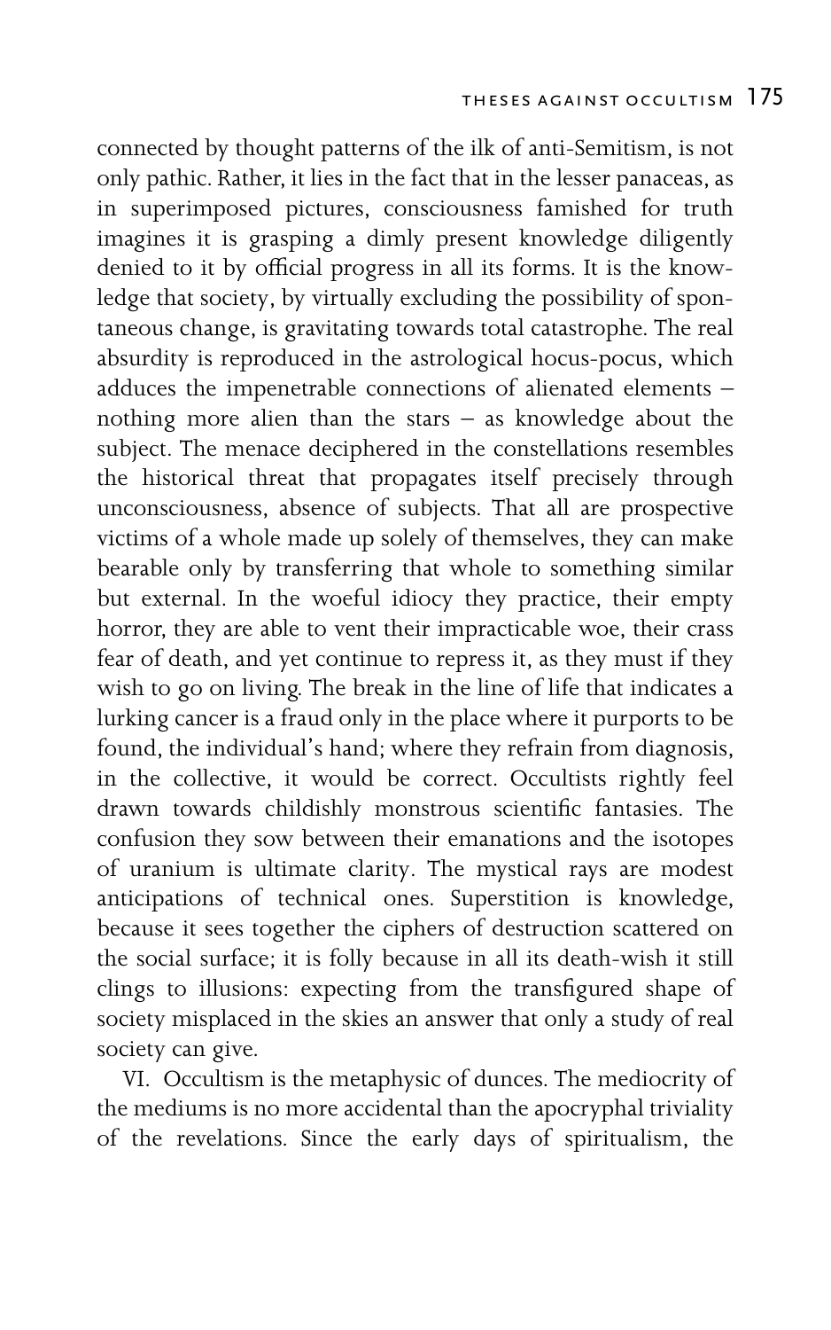connected by thought patterns of the ilk of anti-Semitism, is not only pathic. Rather, it lies in the fact that in the lesser panaceas, as in superimposed pictures, consciousness famished for truth imagines it is grasping a dimly present knowledge diligently denied to it by official progress in all its forms. It is the knowledge that society, by virtually excluding the possibility of spontaneous change, is gravitating towards total catastrophe. The real absurdity is reproduced in the astrological hocus-pocus, which adduces the impenetrable connections of alienated elements – nothing more alien than the stars – as knowledge about the subject. The menace deciphered in the constellations resembles the historical threat that propagates itself precisely through unconsciousness, absence of subjects. That all are prospective victims of a whole made up solely of themselves, they can make bearable only by transferring that whole to something similar but external. In the woeful idiocy they practice, their empty horror, they are able to vent their impracticable woe, their crass fear of death, and yet continue to repress it, as they must if they wish to go on living. The break in the line of life that indicates a lurking cancer is a fraud only in the place where it purports to be found, the individual's hand; where they refrain from diagnosis, in the collective, it would be correct. Occultists rightly feel drawn towards childishly monstrous scientific fantasies. The confusion they sow between their emanations and the isotopes of uranium is ultimate clarity. The mystical rays are modest anticipations of technical ones. Superstition is knowledge, because it sees together the ciphers of destruction scattered on the social surface; it is folly because in all its death-wish it still clings to illusions: expecting from the transfigured shape of society misplaced in the skies an answer that only a study of real society can give.

VI. Occultism is the metaphysic of dunces. The mediocrity of the mediums is no more accidental than the apocryphal triviality of the revelations. Since the early days of spiritualism, the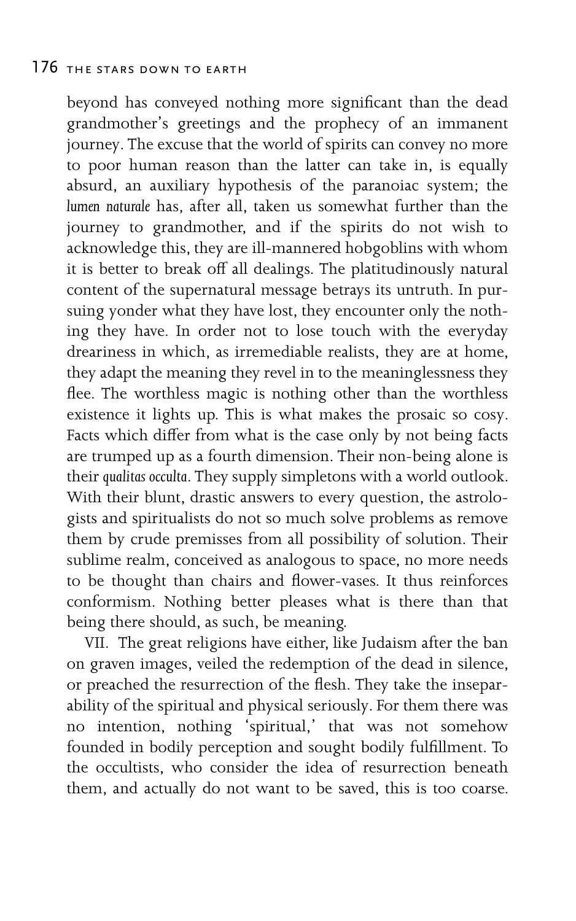beyond has conveyed nothing more significant than the dead grandmother's greetings and the prophecy of an immanent journey. The excuse that the world of spirits can convey no more to poor human reason than the latter can take in, is equally absurd, an auxiliary hypothesis of the paranoiac system; the *lumen naturale* has, after all, taken us somewhat further than the journey to grandmother, and if the spirits do not wish to acknowledge this, they are ill-mannered hobgoblins with whom it is better to break off all dealings. The platitudinously natural content of the supernatural message betrays its untruth. In pursuing yonder what they have lost, they encounter only the nothing they have. In order not to lose touch with the everyday dreariness in which, as irremediable realists, they are at home, they adapt the meaning they revel in to the meaninglessness they flee. The worthless magic is nothing other than the worthless existence it lights up. This is what makes the prosaic so cosy. Facts which differ from what is the case only by not being facts are trumped up as a fourth dimension. Their non-being alone is their *qualitas occulta*. They supply simpletons with a world outlook. With their blunt, drastic answers to every question, the astrologists and spiritualists do not so much solve problems as remove them by crude premisses from all possibility of solution. Their sublime realm, conceived as analogous to space, no more needs to be thought than chairs and flower-vases. It thus reinforces conformism. Nothing better pleases what is there than that being there should, as such, be meaning.

VII. The great religions have either, like Judaism after the ban on graven images, veiled the redemption of the dead in silence, or preached the resurrection of the flesh. They take the inseparability of the spiritual and physical seriously. For them there was no intention, nothing 'spiritual,' that was not somehow founded in bodily perception and sought bodily fulfillment. To the occultists, who consider the idea of resurrection beneath them, and actually do not want to be saved, this is too coarse.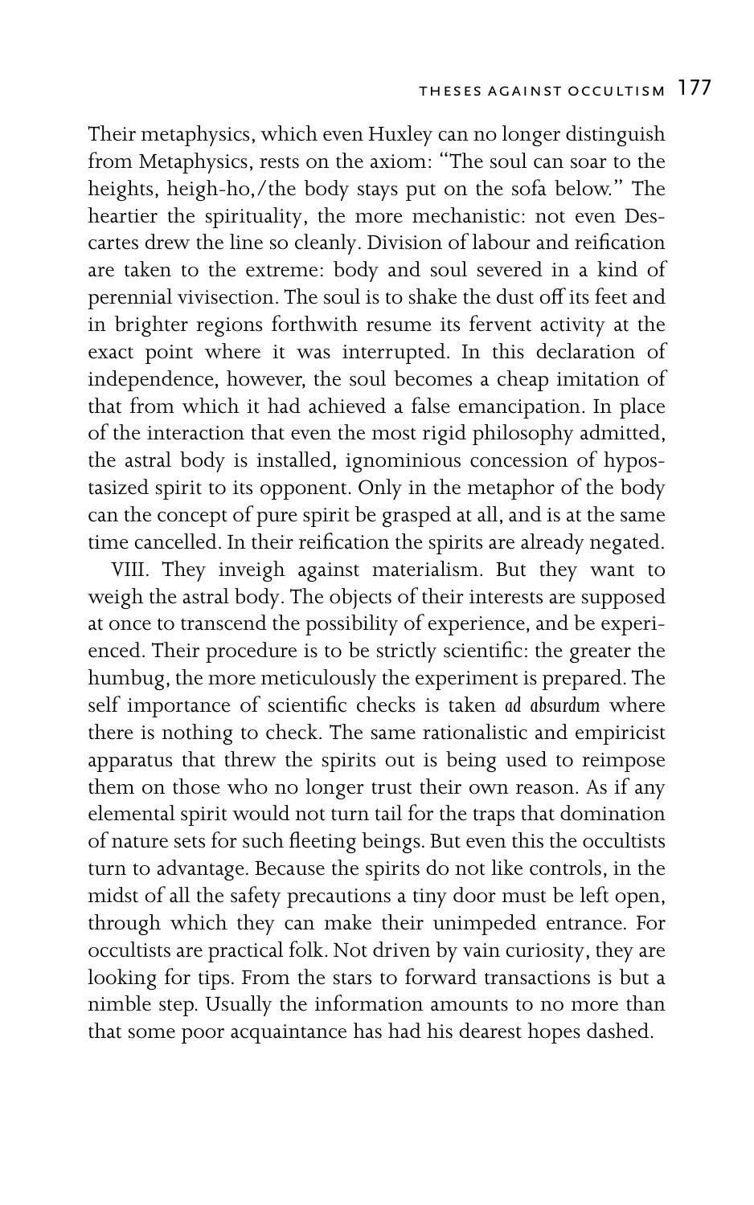Their metaphysics, which even Huxley can no longer distinguish from Metaphysics, rests on the axiom: "The soul can soar to the heights, heigh-ho,/the body stays put on the sofa below." The heartier the spirituality, the more mechanistic: not even Descartes drew the line so cleanly. Division of labour and reification are taken to the extreme: body and soul severed in a kind of perennial vivisection. The soul is to shake the dust off its feet and in brighter regions forthwith resume its fervent activity at the exact point where it was interrupted. In this declaration of independence, however, the soul becomes a cheap imitation of that from which it had achieved a false emancipation. In place of the interaction that even the most rigid philosophy admitted, the astral body is installed, ignominious concession of hypostasized spirit to its opponent. Only in the metaphor of the body can the concept of pure spirit be grasped at all, and is at the same time cancelled. In their reification the spirits are already negated.

VIII. They inveigh against materialism. But they want to weigh the astral body. The objects of their interests are supposed at once to transcend the possibility of experience, and be experienced. Their procedure is to be strictly scientific: the greater the humbug, the more meticulously the experiment is prepared. The self importance of scientific checks is taken *ad absurdum* where there is nothing to check. The same rationalistic and empiricist apparatus that threw the spirits out is being used to reimpose them on those who no longer trust their own reason. As if any elemental spirit would not turn tail for the traps that domination of nature sets for such fleeting beings. But even this the occultists turn to advantage. Because the spirits do not like controls, in the midst of all the safety precautions a tiny door must be left open, through which they can make their unimpeded entrance. For occultists are practical folk. Not driven by vain curiosity, they are looking for tips. From the stars to forward transactions is but a nimble step. Usually the information amounts to no more than that some poor acquaintance has had his dearest hopes dashed.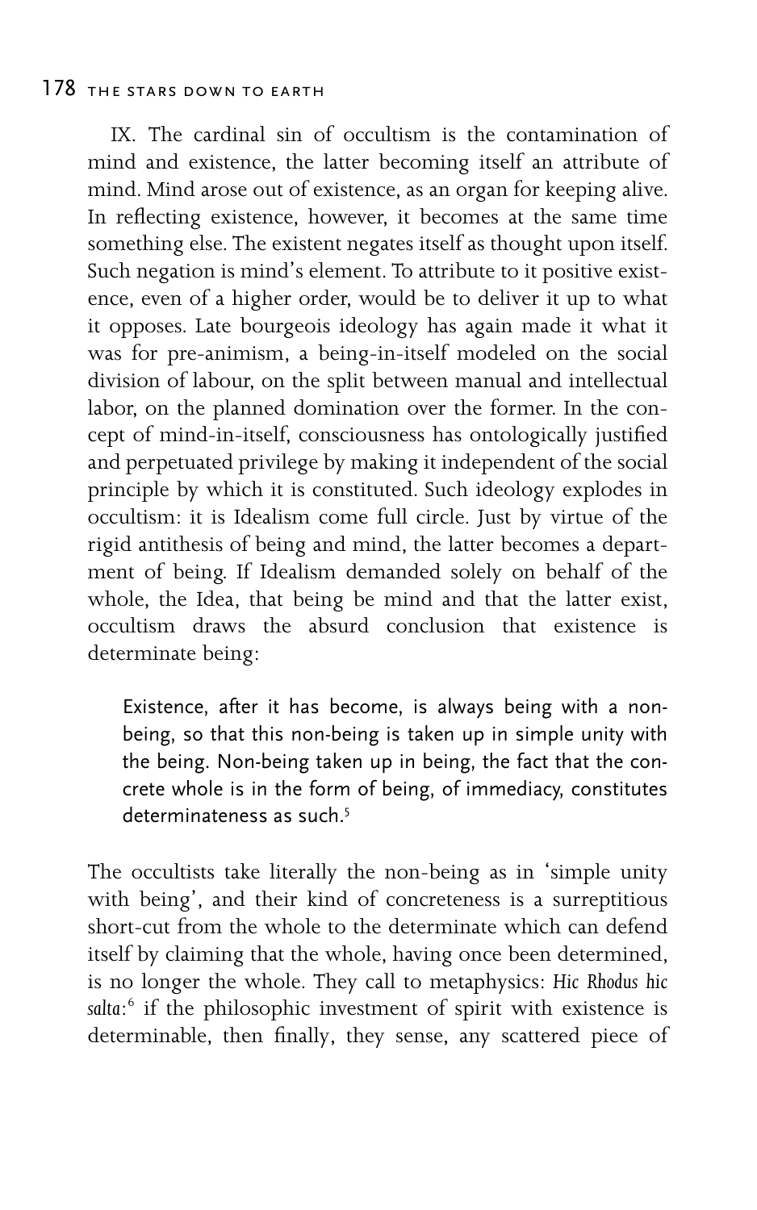IX. The cardinal sin of occultism is the contamination of mind and existence, the latter becoming itself an attribute of mind. Mind arose out of existence, as an organ for keeping alive. In reflecting existence, however, it becomes at the same time something else. The existent negates itself as thought upon itself. Such negation is mind's element. To attribute to it positive existence, even of a higher order, would be to deliver it up to what it opposes. Late bourgeois ideology has again made it what it was for pre-animism, a being-in-itself modeled on the social division of labour, on the split between manual and intellectual labor, on the planned domination over the former. In the concept of mind-in-itself, consciousness has ontologically justified and perpetuated privilege by making it independent of the social principle by which it is constituted. Such ideology explodes in occultism: it is Idealism come full circle. Just by virtue of the rigid antithesis of being and mind, the latter becomes a department of being. If Idealism demanded solely on behalf of the whole, the Idea, that being be mind and that the latter exist, occultism draws the absurd conclusion that existence is determinate being:

> Existence, after it has become, is always being with a non-being, so that this non-being is taken up in simple unity with the being. Non-being taken up in being, the fact that the concrete whole is in the form of being, of immediacy, constitutes determinateness as such.[5]

The occultists take literally the non-being as in 'simple unity with being', and their kind of concreteness is a surreptitious short-cut from the whole to the determinate which can defend itself by claiming that the whole, having once been determined, is no longer the whole. They call to metaphysics: *Hic Rhodus hic salta*:[6] if the philosophic investment of spirit with existence is determinable, then finally, they sense, any scattered piece of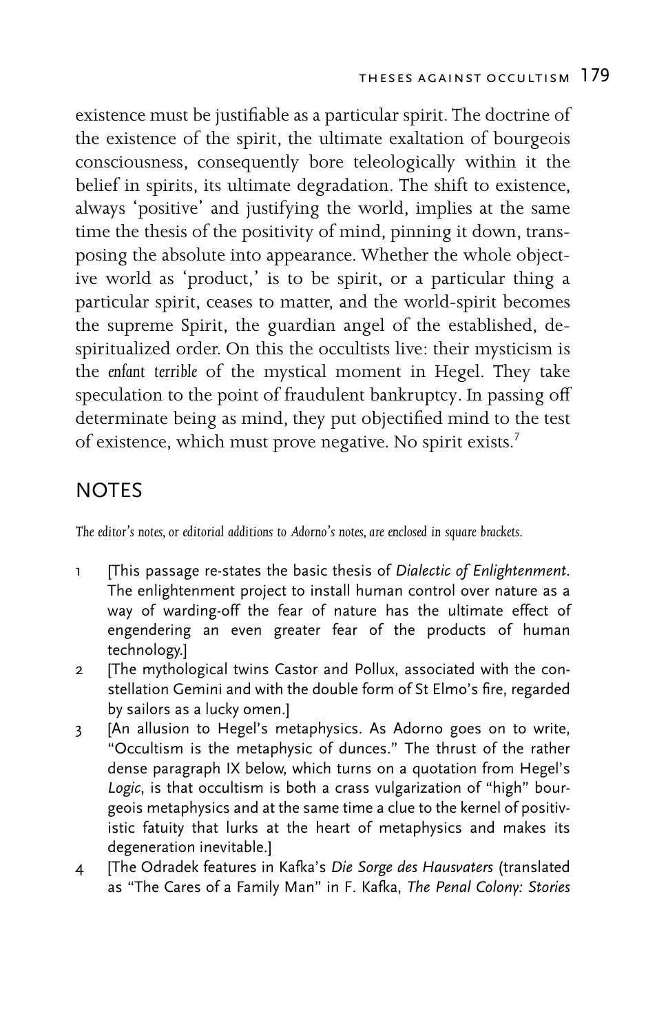existence must be justifiable as a particular spirit. The doctrine of the existence of the spirit, the ultimate exaltation of bourgeois consciousness, consequently bore teleologically within it the belief in spirits, its ultimate degradation. The shift to existence, always 'positive' and justifying the world, implies at the same time the thesis of the positivity of mind, pinning it down, transposing the absolute into appearance. Whether the whole objective world as 'product,' is to be spirit, or a particular thing a particular spirit, ceases to matter, and the world-spirit becomes the supreme Spirit, the guardian angel of the established, despiritualized order. On this the occultists live: their mysticism is the *enfant terrible* of the mystical moment in Hegel. They take speculation to the point of fraudulent bankruptcy. In passing off determinate being as mind, they put objectified mind to the test of existence, which must prove negative. No spirit exists.[7]

## NOTES

*The editor's notes, or editorial additions to Adorno's notes, are enclosed in square brackets.*

1 [This passage re-states the basic thesis of *Dialectic of Enlightenment*. The enlightenment project to install human control over nature as a way of warding-off the fear of nature has the ultimate effect of engendering an even greater fear of the products of human technology.]

2 [The mythological twins Castor and Pollux, associated with the constellation Gemini and with the double form of St Elmo's fire, regarded by sailors as a lucky omen.]

3 [An allusion to Hegel's metaphysics. As Adorno goes on to write, "Occultism is the metaphysic of dunces." The thrust of the rather dense paragraph IX below, which turns on a quotation from Hegel's *Logic*, is that occultism is both a crass vulgarization of "high" bourgeois metaphysics and at the same time a clue to the kernel of positivistic fatuity that lurks at the heart of metaphysics and makes its degeneration inevitable.]

4 [The Odradek features in Kafka's *Die Sorge des Hausvaters* (translated as "The Cares of a Family Man" in F. Kafka, *The Penal Colony: Stories*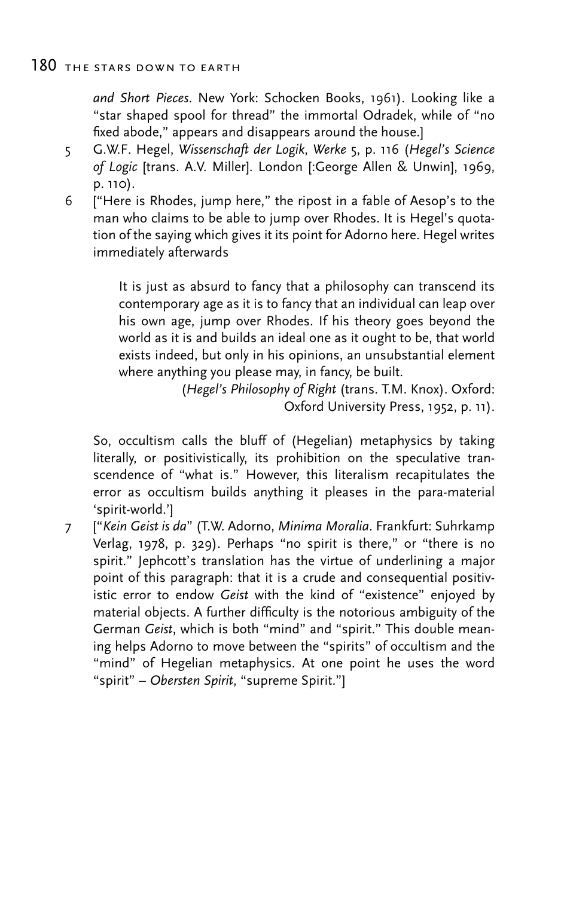*and Short Pieces*. New York: Schocken Books, 1961). Looking like a "star shaped spool for thread" the immortal Odradek, while of "no fixed abode," appears and disappears around the house.]

5 G.W.F. Hegel, *Wissenschaft der Logik*, *Werke* 5, p. 116 (*Hegel's Science of Logic* [trans. A.V. Miller]. London [:George Allen & Unwin], 1969, p. 110).

6 ["Here is Rhodes, jump here," the ripost in a fable of Aesop's to the man who claims to be able to jump over Rhodes. It is Hegel's quotation of the saying which gives it its point for Adorno here. Hegel writes immediately afterwards

> It is just as absurd to fancy that a philosophy can transcend its contemporary age as it is to fancy that an individual can leap over his own age, jump over Rhodes. If his theory goes beyond the world as it is and builds an ideal one as it ought to be, that world exists indeed, but only in his opinions, an unsubstantial element where anything you please may, in fancy, be built.
>
> (*Hegel's Philosophy of Right* (trans. T.M. Knox). Oxford: Oxford University Press, 1952, p. 11).

So, occultism calls the bluff of (Hegelian) metaphysics by taking literally, or positivistically, its prohibition on the speculative transcendence of "what is." However, this literalism recapitulates the error as occultism builds anything it pleases in the para-material 'spirit-world.']

7 ["*Kein Geist is da*" (T.W. Adorno, *Minima Moralia*. Frankfurt: Suhrkamp Verlag, 1978, p. 329). Perhaps "no spirit is there," or "there is no spirit." Jephcott's translation has the virtue of underlining a major point of this paragraph: that it is a crude and consequential positivistic error to endow *Geist* with the kind of "existence" enjoyed by material objects. A further difficulty is the notorious ambiguity of the German *Geist*, which is both "mind" and "spirit." This double meaning helps Adorno to move between the "spirits" of occultism and the "mind" of Hegelian metaphysics. At one point he uses the word "spirit" – *Obersten Spirit*, "supreme Spirit."]